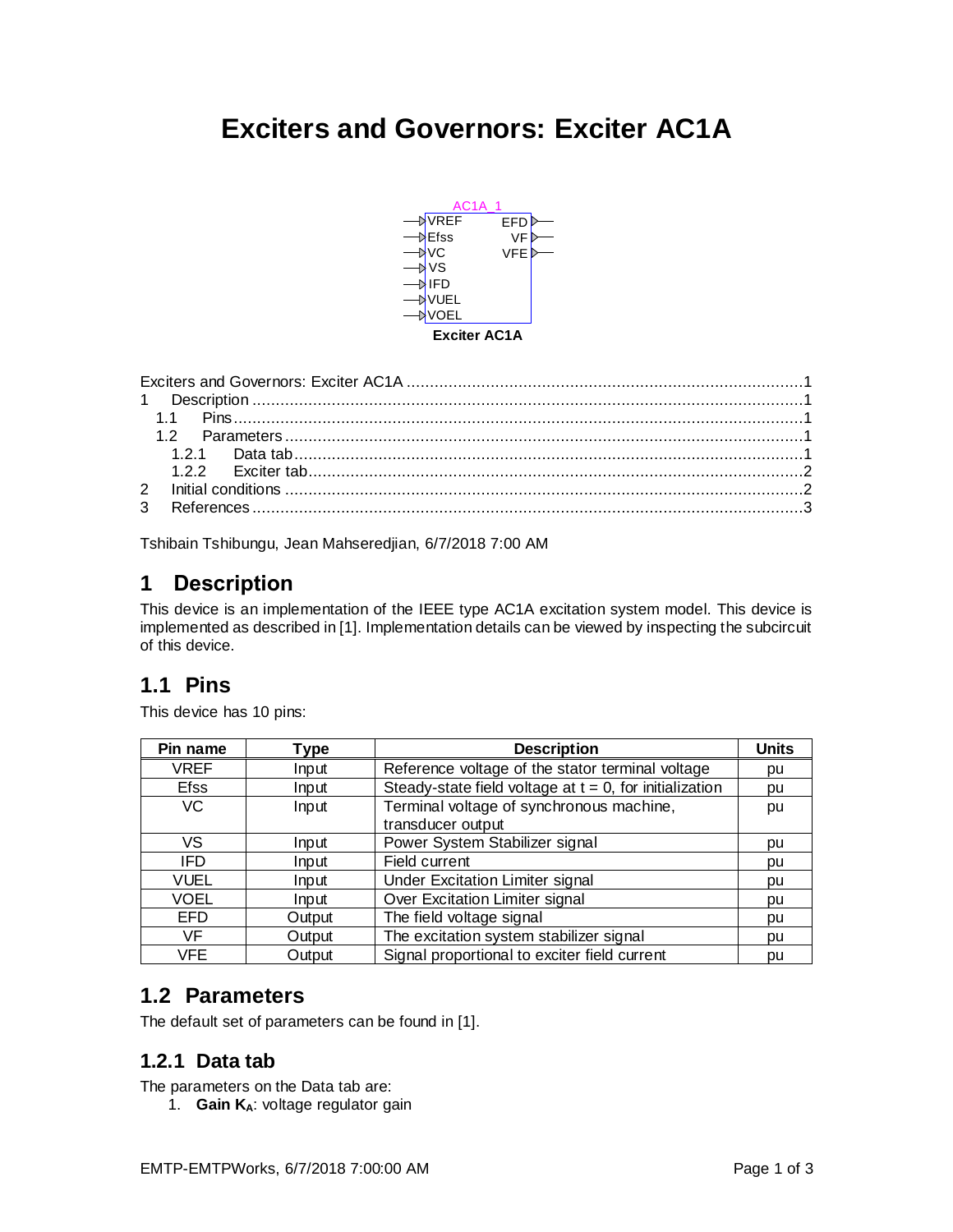# Exciters and Governors: Exciter AC1A

AC1A_1

VREF, Efss, VC, VS, IFD, VUEL, VOEL → EFD, VF, VFE

**Exciter AC1A**

Exciters and Governors: Exciter AC1A ....................................................................................1
1 Description ......................................................................................................................1
 1.1 Pins..........................................................................................................................1
 1.2 Parameters ...............................................................................................................1
  1.2.1 Data tab.............................................................................................................1
  1.2.2 Exciter tab..........................................................................................................2
2 Initial conditions ...............................................................................................................2
3 References.......................................................................................................................3

Tshibain Tshibungu, Jean Mahseredjian, 6/7/2018 7:00 AM

## 1 Description

This device is an implementation of the IEEE type AC1A excitation system model. This device is implemented as described in [1]. Implementation details can be viewed by inspecting the subcircuit of this device.

## 1.1 Pins

This device has 10 pins:

| Pin name | Type | Description | Units |
|---|---|---|---|
| VREF | Input | Reference voltage of the stator terminal voltage | pu |
| Efss | Input | Steady-state field voltage at t = 0, for initialization | pu |
| VC | Input | Terminal voltage of synchronous machine, transducer output | pu |
| VS | Input | Power System Stabilizer signal | pu |
| IFD | Input | Field current | pu |
| VUEL | Input | Under Excitation Limiter signal | pu |
| VOEL | Input | Over Excitation Limiter signal | pu |
| EFD | Output | The field voltage signal | pu |
| VF | Output | The excitation system stabilizer signal | pu |
| VFE | Output | Signal proportional to exciter field current | pu |

## 1.2 Parameters

The default set of parameters can be found in [1].

### 1.2.1 Data tab

The parameters on the Data tab are:

1. **Gain $K_A$**: voltage regulator gain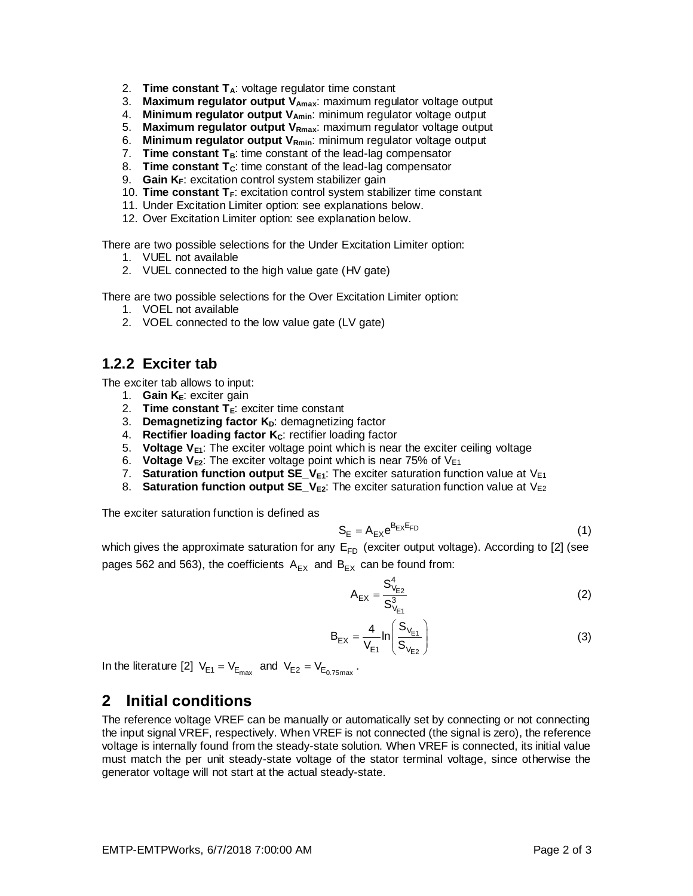2. **Time constant $T_A$**: voltage regulator time constant
3. **Maximum regulator output $V_{Amax}$**: maximum regulator voltage output
4. **Minimum regulator output $V_{Amin}$**: minimum regulator voltage output
5. **Maximum regulator output $V_{Rmax}$**: maximum regulator voltage output
6. **Minimum regulator output $V_{Rmin}$**: minimum regulator voltage output
7. **Time constant $T_B$**: time constant of the lead-lag compensator
8. **Time constant $T_C$**: time constant of the lead-lag compensator
9. **Gain $K_F$**: excitation control system stabilizer gain
10. **Time constant $T_F$**: excitation control system stabilizer time constant
11. Under Excitation Limiter option: see explanations below.
12. Over Excitation Limiter option: see explanation below.

There are two possible selections for the Under Excitation Limiter option:

1. VUEL not available
2. VUEL connected to the high value gate (HV gate)

There are two possible selections for the Over Excitation Limiter option:

1. VOEL not available
2. VOEL connected to the low value gate (LV gate)

### 1.2.2 Exciter tab

The exciter tab allows to input:

1. **Gain $K_E$**: exciter gain
2. **Time constant $T_E$**: exciter time constant
3. **Demagnetizing factor $K_D$**: demagnetizing factor
4. **Rectifier loading factor $K_C$**: rectifier loading factor
5. **Voltage $V_{E1}$**: The exciter voltage point which is near the exciter ceiling voltage
6. **Voltage $V_{E2}$**: The exciter voltage point which is near 75% of $V_{E1}$
7. **Saturation function output SE_$V_{E1}$**: The exciter saturation function value at $V_{E1}$
8. **Saturation function output SE_$V_{E2}$**: The exciter saturation function value at $V_{E2}$

The exciter saturation function is defined as

$$S_E = A_{EX} e^{B_{EX} E_{FD}} \tag{1}$$

which gives the approximate saturation for any $E_{FD}$ (exciter output voltage). According to [2] (see pages 562 and 563), the coefficients $A_{EX}$ and $B_{EX}$ can be found from:

$$A_{EX} = \frac{S_{V_{E2}}^4}{S_{V_{E1}}^3} \tag{2}$$

$$B_{EX} = \frac{4}{V_{E1}} \ln\left(\frac{S_{V_{E1}}}{S_{V_{E2}}}\right) \tag{3}$$

In the literature [2] $V_{E1} = V_{E_{max}}$ and $V_{E2} = V_{E_{0.75\,max}}$.

## 2 Initial conditions

The reference voltage VREF can be manually or automatically set by connecting or not connecting the input signal VREF, respectively. When VREF is not connected (the signal is zero), the reference voltage is internally found from the steady-state solution. When VREF is connected, its initial value must match the per unit steady-state voltage of the stator terminal voltage, since otherwise the generator voltage will not start at the actual steady-state.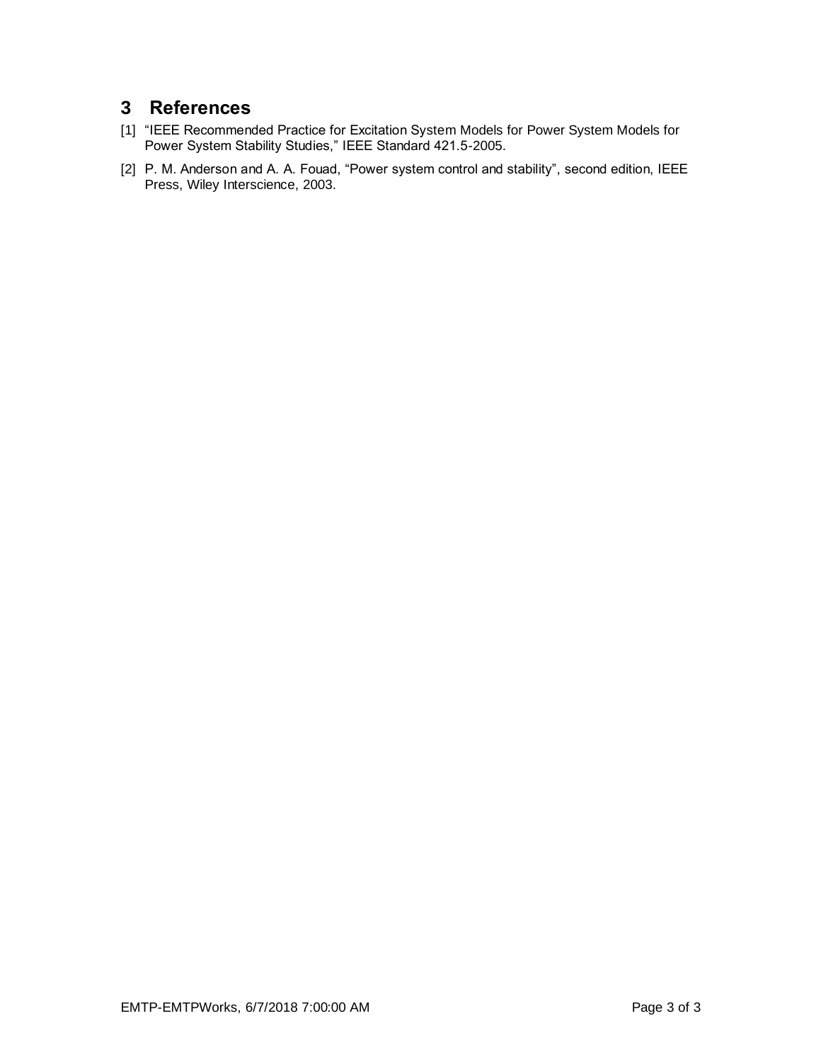# 3 References

[1] "IEEE Recommended Practice for Excitation System Models for Power System Models for Power System Stability Studies," IEEE Standard 421.5-2005.

[2] P. M. Anderson and A. A. Fouad, "Power system control and stability", second edition, IEEE Press, Wiley Interscience, 2003.